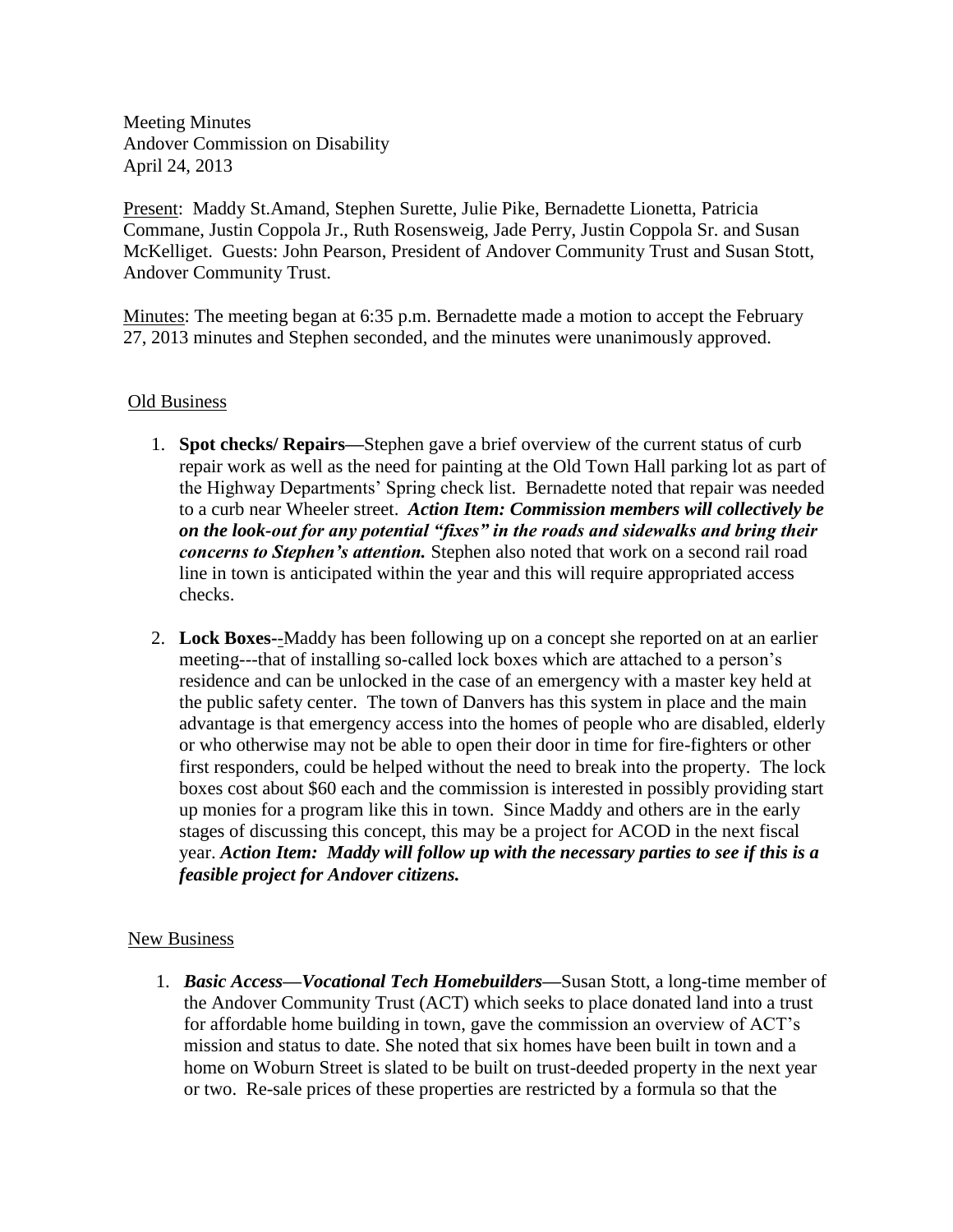Meeting Minutes
Andover Commission on Disability
April 24, 2013

Present: Maddy St.Amand, Stephen Surette, Julie Pike, Bernadette Lionetta, Patricia Commane, Justin Coppola Jr., Ruth Rosensweig, Jade Perry, Justin Coppola Sr. and Susan McKelliget. Guests: John Pearson, President of Andover Community Trust and Susan Stott, Andover Community Trust.

Minutes: The meeting began at 6:35 p.m. Bernadette made a motion to accept the February 27, 2013 minutes and Stephen seconded, and the minutes were unanimously approved.

## Old Business

1. **Spot checks/ Repairs—**Stephen gave a brief overview of the current status of curb repair work as well as the need for painting at the Old Town Hall parking lot as part of the Highway Departments' Spring check list. Bernadette noted that repair was needed to a curb near Wheeler street. ***Action Item: Commission members will collectively be on the look-out for any potential "fixes" in the roads and sidewalks and bring their concerns to Stephen's attention.*** Stephen also noted that work on a second rail road line in town is anticipated within the year and this will require appropriated access checks.

2. **Lock Boxes--**Maddy has been following up on a concept she reported on at an earlier meeting---that of installing so-called lock boxes which are attached to a person's residence and can be unlocked in the case of an emergency with a master key held at the public safety center. The town of Danvers has this system in place and the main advantage is that emergency access into the homes of people who are disabled, elderly or who otherwise may not be able to open their door in time for fire-fighters or other first responders, could be helped without the need to break into the property. The lock boxes cost about $60 each and the commission is interested in possibly providing start up monies for a program like this in town. Since Maddy and others are in the early stages of discussing this concept, this may be a project for ACOD in the next fiscal year. ***Action Item: Maddy will follow up with the necessary parties to see if this is a feasible project for Andover citizens.***

## New Business

1. ***Basic Access—Vocational Tech Homebuilders—***Susan Stott, a long-time member of the Andover Community Trust (ACT) which seeks to place donated land into a trust for affordable home building in town, gave the commission an overview of ACT's mission and status to date. She noted that six homes have been built in town and a home on Woburn Street is slated to be built on trust-deeded property in the next year or two. Re-sale prices of these properties are restricted by a formula so that the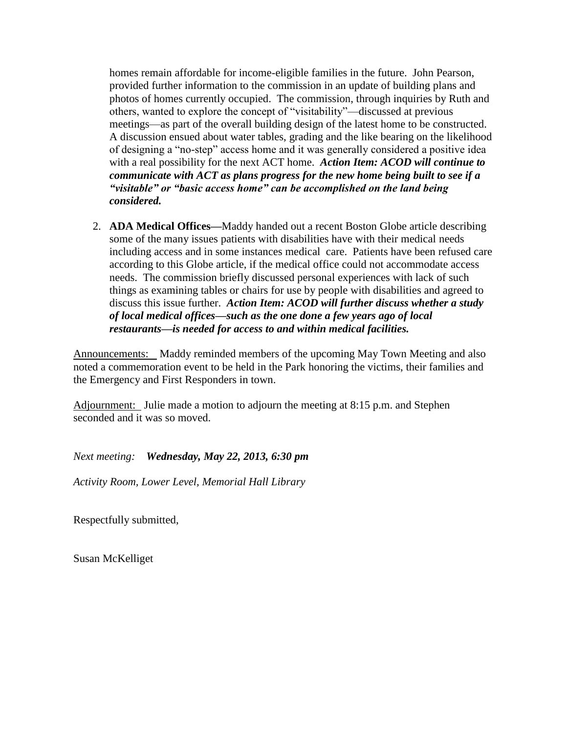homes remain affordable for income-eligible families in the future. John Pearson, provided further information to the commission in an update of building plans and photos of homes currently occupied. The commission, through inquiries by Ruth and others, wanted to explore the concept of "visitability"—discussed at previous meetings—as part of the overall building design of the latest home to be constructed. A discussion ensued about water tables, grading and the like bearing on the likelihood of designing a "no-step" access home and it was generally considered a positive idea with a real possibility for the next ACT home. ***Action Item: ACOD will continue to communicate with ACT as plans progress for the new home being built to see if a "visitable" or "basic access home" can be accomplished on the land being considered.***

2. **ADA Medical Offices—**Maddy handed out a recent Boston Globe article describing some of the many issues patients with disabilities have with their medical needs including access and in some instances medical care. Patients have been refused care according to this Globe article, if the medical office could not accommodate access needs. The commission briefly discussed personal experiences with lack of such things as examining tables or chairs for use by people with disabilities and agreed to discuss this issue further. ***Action Item: ACOD will further discuss whether a study of local medical offices—such as the one done a few years ago of local restaurants—is needed for access to and within medical facilities.***

<u>Announcements:</u> Maddy reminded members of the upcoming May Town Meeting and also noted a commemoration event to be held in the Park honoring the victims, their families and the Emergency and First Responders in town.

<u>Adjournment:</u> Julie made a motion to adjourn the meeting at 8:15 p.m. and Stephen seconded and it was so moved.

*Next meeting:* ***Wednesday, May 22, 2013, 6:30 pm***

*Activity Room, Lower Level, Memorial Hall Library*

Respectfully submitted,

Susan McKelliget